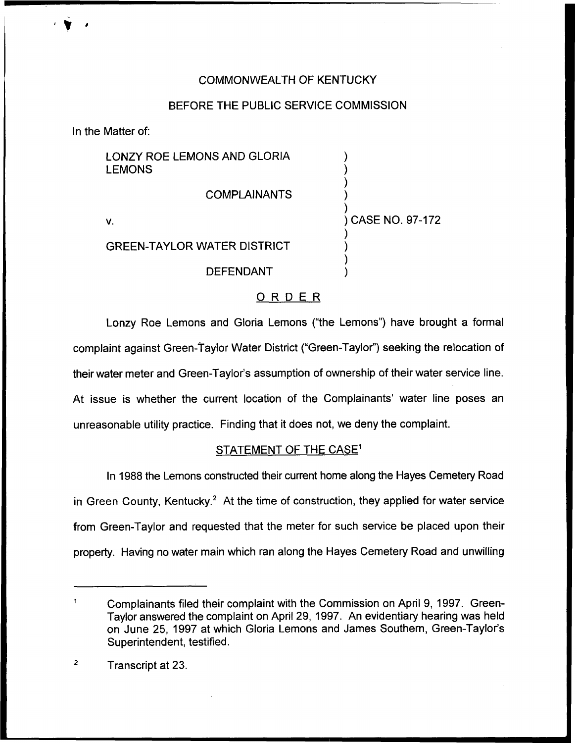COMMONWEALTH OF KENTUCKY

BEFORE THE PUBLIC SERVICE COMMISSION

In the Matter of:

LONZY ROE LEMONS AND GLORIA LEMONS

COMPLAINANTS

v.

GREEN-TAYLOR WATER DISTRICT

DEFENDANT

) CASE NO. 97-172

## ORDER

Lonzy Roe Lemons and Gloria Lemons ("the Lemons") have brought a formal complaint against Green-Taylor Water District ("Green-Taylor") seeking the relocation of their water meter and Green-Taylor's assumption of ownership of their water service line. At issue is whether the current location of the Complainants' water line poses an unreasonable utility practice. Finding that it does not, we deny the complaint.

## STATEMENT OF THE CASE[1]

In 1988 the Lemons constructed their current home along the Hayes Cemetery Road in Green County, Kentucky.[2] At the time of construction, they applied for water service from Green-Taylor and requested that the meter for such service be placed upon their property. Having no water main which ran along the Hayes Cemetery Road and unwilling

---

[1] Complainants filed their complaint with the Commission on April 9, 1997. Green-Taylor answered the complaint on April 29, 1997. An evidentiary hearing was held on June 25, 1997 at which Gloria Lemons and James Southern, Green-Taylor's Superintendent, testified.

[2] Transcript at 23.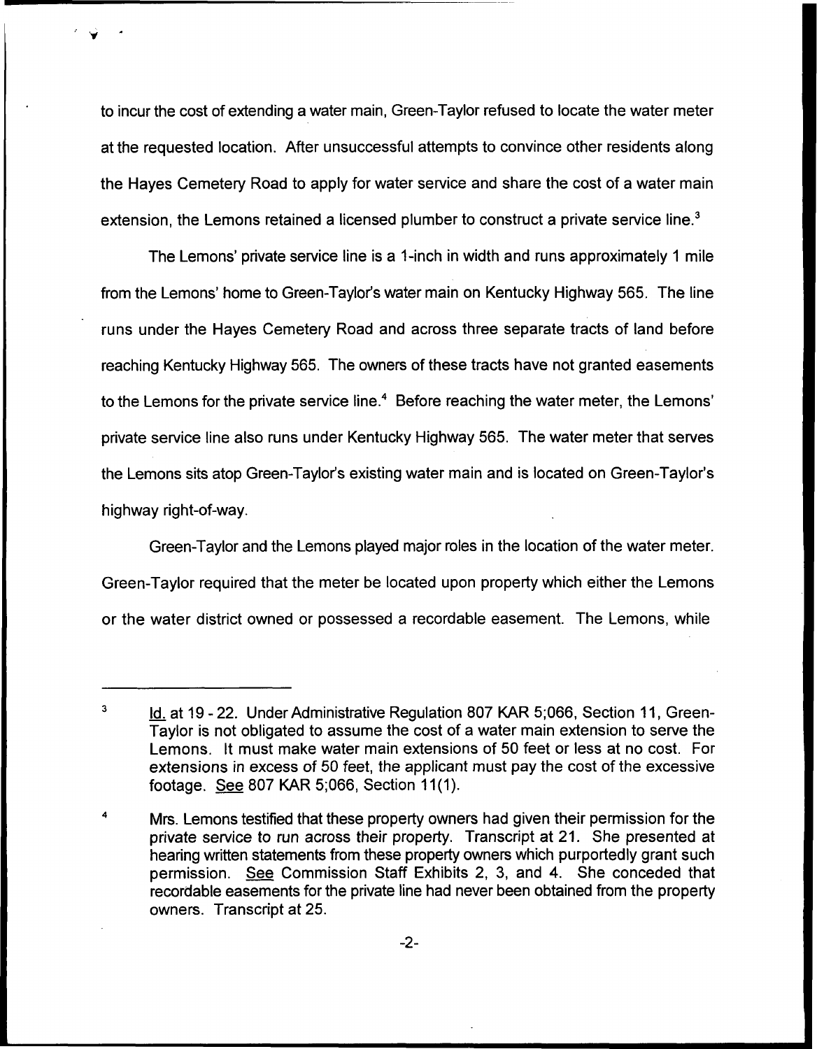to incur the cost of extending a water main, Green-Taylor refused to locate the water meter at the requested location. After unsuccessful attempts to convince other residents along the Hayes Cemetery Road to apply for water service and share the cost of a water main extension, the Lemons retained a licensed plumber to construct a private service line.[3]

The Lemons' private service line is a 1-inch in width and runs approximately 1 mile from the Lemons' home to Green-Taylor's water main on Kentucky Highway 565. The line runs under the Hayes Cemetery Road and across three separate tracts of land before reaching Kentucky Highway 565. The owners of these tracts have not granted easements to the Lemons for the private service line.[4] Before reaching the water meter, the Lemons' private service line also runs under Kentucky Highway 565. The water meter that serves the Lemons sits atop Green-Taylor's existing water main and is located on Green-Taylor's highway right-of-way.

Green-Taylor and the Lemons played major roles in the location of the water meter. Green-Taylor required that the meter be located upon property which either the Lemons or the water district owned or possessed a recordable easement. The Lemons, while

---

[3] Id. at 19 - 22. Under Administrative Regulation 807 KAR 5;066, Section 11, Green-Taylor is not obligated to assume the cost of a water main extension to serve the Lemons. It must make water main extensions of 50 feet or less at no cost. For extensions in excess of 50 feet, the applicant must pay the cost of the excessive footage. See 807 KAR 5;066, Section 11(1).

[4] Mrs. Lemons testified that these property owners had given their permission for the private service to run across their property. Transcript at 21. She presented at hearing written statements from these property owners which purportedly grant such permission. See Commission Staff Exhibits 2, 3, and 4. She conceded that recordable easements for the private line had never been obtained from the property owners. Transcript at 25.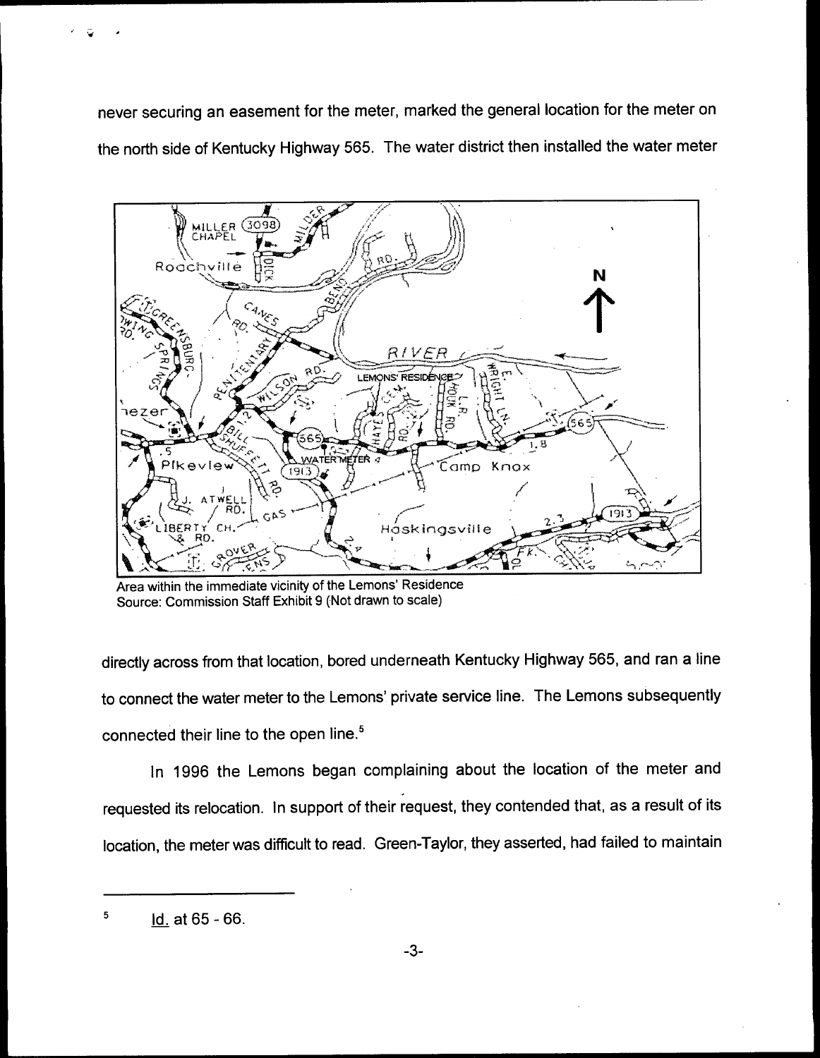never securing an easement for the meter, marked the general location for the meter on the north side of Kentucky Highway 565. The water district then installed the water meter

Area within the immediate vicinity of the Lemons' Residence
Source: Commission Staff Exhibit 9 (Not drawn to scale)

directly across from that location, bored underneath Kentucky Highway 565, and ran a line to connect the water meter to the Lemons' private service line. The Lemons subsequently connected their line to the open line.[5]

In 1996 the Lemons began complaining about the location of the meter and requested its relocation. In support of their request, they contended that, as a result of its location, the meter was difficult to read. Green-Taylor, they asserted, had failed to maintain

---

[5] Id. at 65 - 66.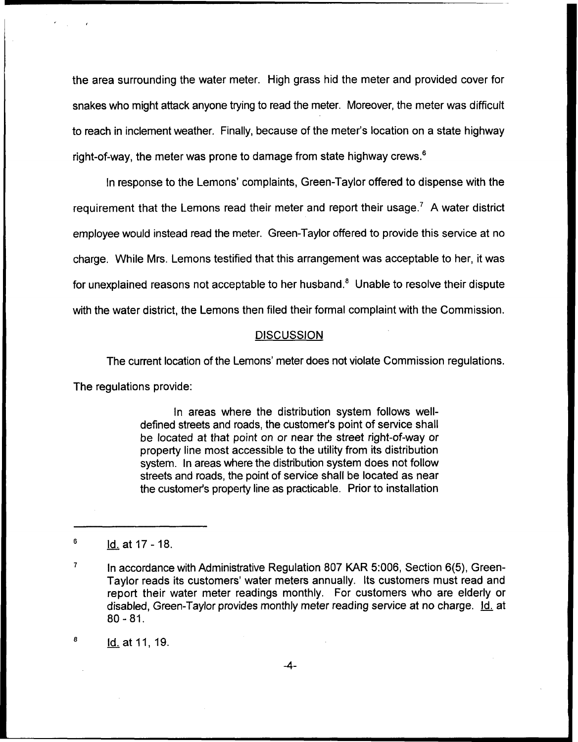the area surrounding the water meter. High grass hid the meter and provided cover for snakes who might attack anyone trying to read the meter. Moreover, the meter was difficult to reach in inclement weather. Finally, because of the meter's location on a state highway right-of-way, the meter was prone to damage from state highway crews.[6]

In response to the Lemons' complaints, Green-Taylor offered to dispense with the requirement that the Lemons read their meter and report their usage.[7] A water district employee would instead read the meter. Green-Taylor offered to provide this service at no charge. While Mrs. Lemons testified that this arrangement was acceptable to her, it was for unexplained reasons not acceptable to her husband.[8] Unable to resolve their dispute with the water district, the Lemons then filed their formal complaint with the Commission.

## DISCUSSION

The current location of the Lemons' meter does not violate Commission regulations. The regulations provide:

> In areas where the distribution system follows well-defined streets and roads, the customer's point of service shall be located at that point on or near the street right-of-way or property line most accessible to the utility from its distribution system. In areas where the distribution system does not follow streets and roads, the point of service shall be located as near the customer's property line as practicable. Prior to installation

---

[6] Id. at 17 - 18.

[7] In accordance with Administrative Regulation 807 KAR 5:006, Section 6(5), Green-Taylor reads its customers' water meters annually. Its customers must read and report their water meter readings monthly. For customers who are elderly or disabled, Green-Taylor provides monthly meter reading service at no charge. Id. at 80 - 81.

[8] Id. at 11, 19.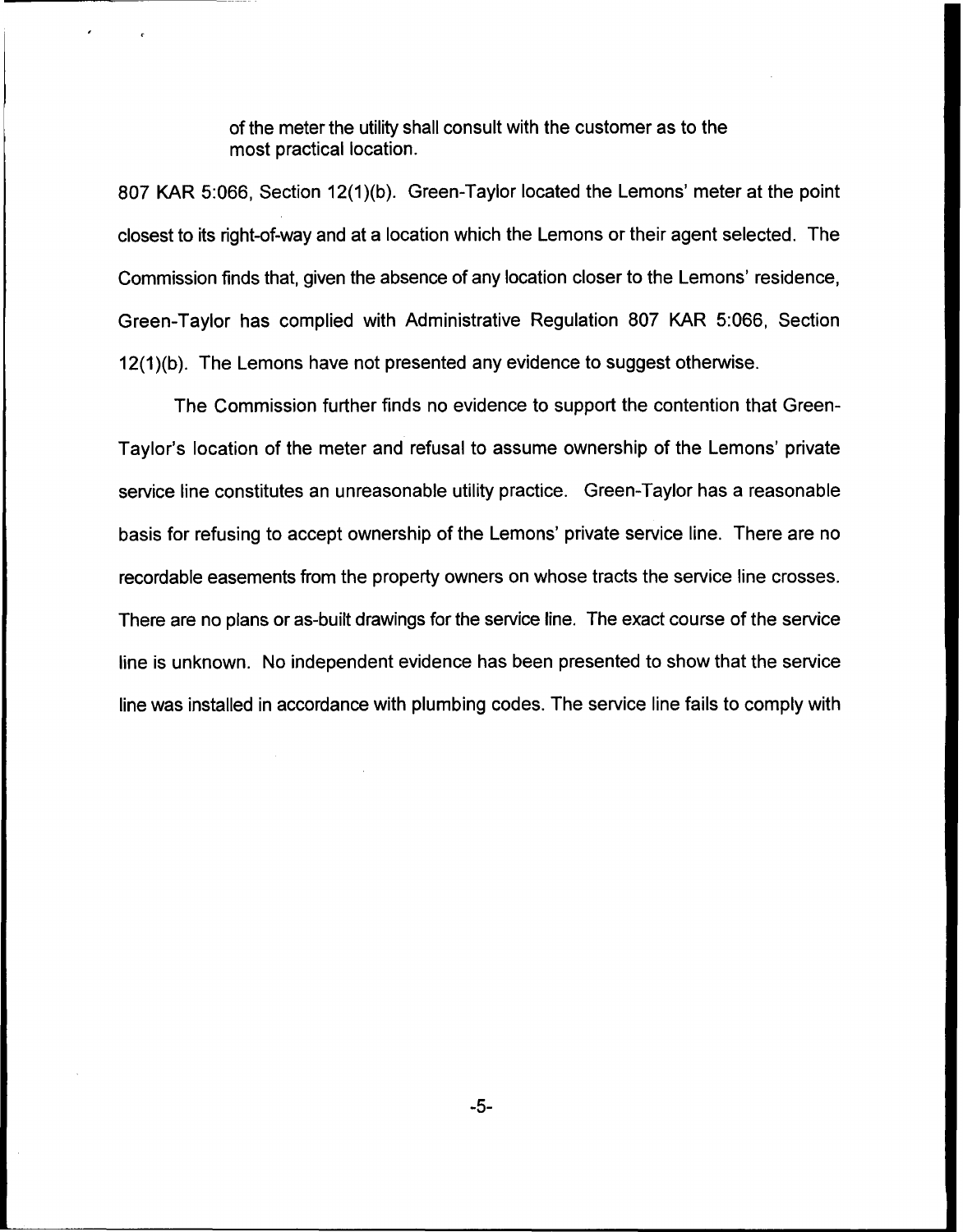> of the meter the utility shall consult with the customer as to the most practical location.

807 KAR 5:066, Section 12(1)(b). Green-Taylor located the Lemons' meter at the point closest to its right-of-way and at a location which the Lemons or their agent selected. The Commission finds that, given the absence of any location closer to the Lemons' residence, Green-Taylor has complied with Administrative Regulation 807 KAR 5:066, Section 12(1)(b). The Lemons have not presented any evidence to suggest otherwise.

The Commission further finds no evidence to support the contention that Green-Taylor's location of the meter and refusal to assume ownership of the Lemons' private service line constitutes an unreasonable utility practice. Green-Taylor has a reasonable basis for refusing to accept ownership of the Lemons' private service line. There are no recordable easements from the property owners on whose tracts the service line crosses. There are no plans or as-built drawings for the service line. The exact course of the service line is unknown. No independent evidence has been presented to show that the service line was installed in accordance with plumbing codes. The service line fails to comply with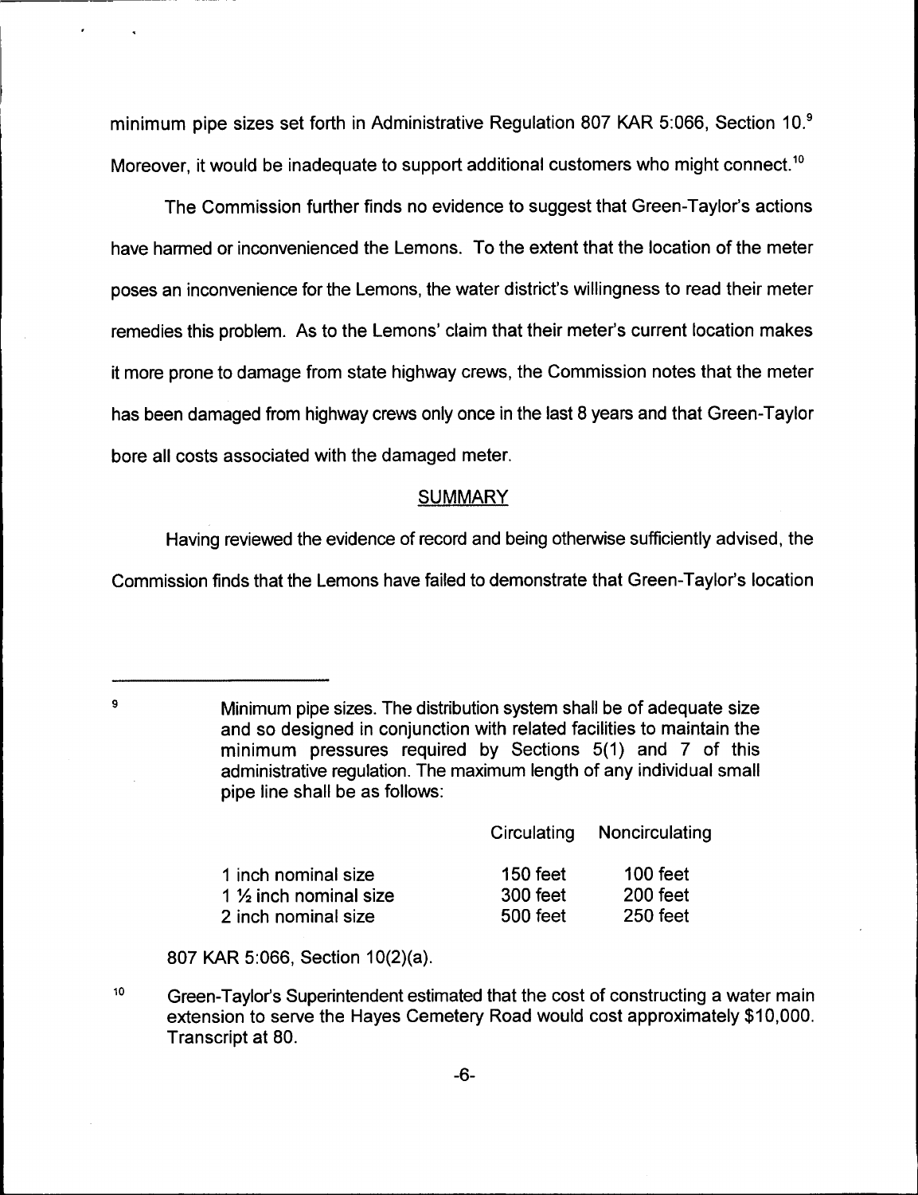minimum pipe sizes set forth in Administrative Regulation 807 KAR 5:066, Section 10.[9] Moreover, it would be inadequate to support additional customers who might connect.[10]

The Commission further finds no evidence to suggest that Green-Taylor's actions have harmed or inconvenienced the Lemons. To the extent that the location of the meter poses an inconvenience for the Lemons, the water district's willingness to read their meter remedies this problem. As to the Lemons' claim that their meter's current location makes it more prone to damage from state highway crews, the Commission notes that the meter has been damaged from highway crews only once in the last 8 years and that Green-Taylor bore all costs associated with the damaged meter.

## SUMMARY

Having reviewed the evidence of record and being otherwise sufficiently advised, the Commission finds that the Lemons have failed to demonstrate that Green-Taylor's location

---

[9] Minimum pipe sizes. The distribution system shall be of adequate size and so designed in conjunction with related facilities to maintain the minimum pressures required by Sections 5(1) and 7 of this administrative regulation. The maximum length of any individual small pipe line shall be as follows:

| | Circulating | Noncirculating |
|---|---|---|
| 1 inch nominal size | 150 feet | 100 feet |
| 1 ½ inch nominal size | 300 feet | 200 feet |
| 2 inch nominal size | 500 feet | 250 feet |

807 KAR 5:066, Section 10(2)(a).

[10] Green-Taylor's Superintendent estimated that the cost of constructing a water main extension to serve the Hayes Cemetery Road would cost approximately $10,000. Transcript at 80.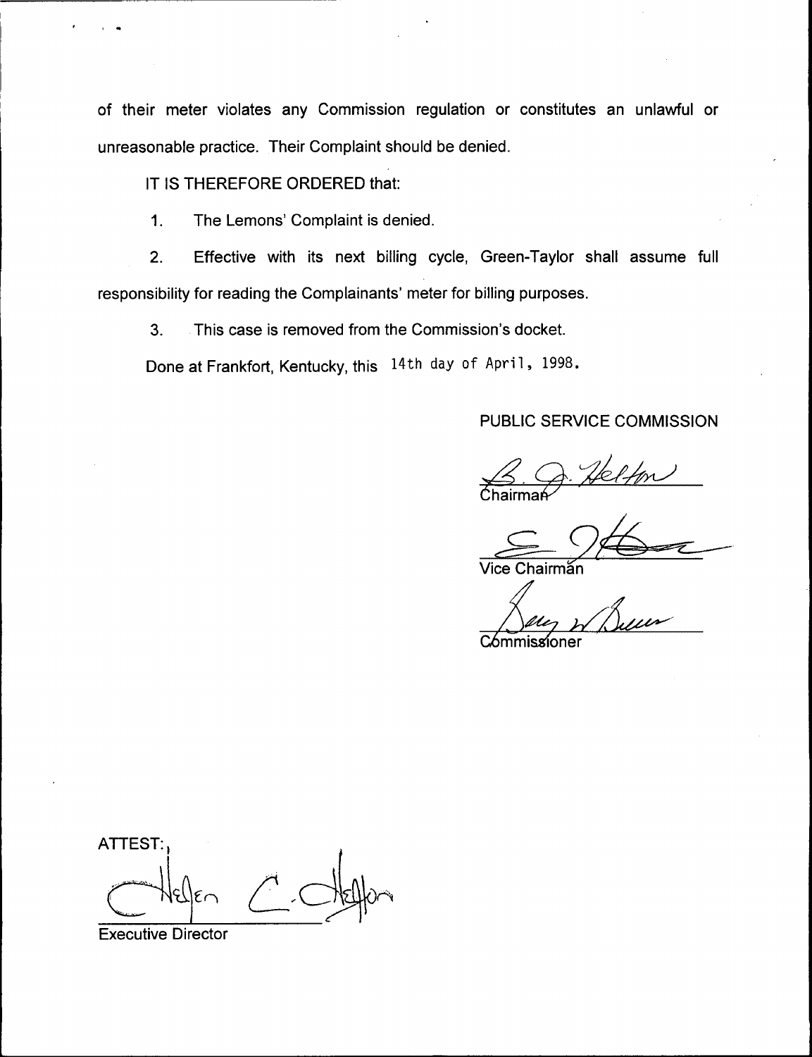of their meter violates any Commission regulation or constitutes an unlawful or unreasonable practice. Their Complaint should be denied.

IT IS THEREFORE ORDERED that:

1. The Lemons' Complaint is denied.

2. Effective with its next billing cycle, Green-Taylor shall assume full responsibility for reading the Complainants' meter for billing purposes.

3. This case is removed from the Commission's docket.

Done at Frankfort, Kentucky, this 14th day of April, 1998.

PUBLIC SERVICE COMMISSION

Chairman

Vice Chairman

Commissioner

ATTEST:

Executive Director